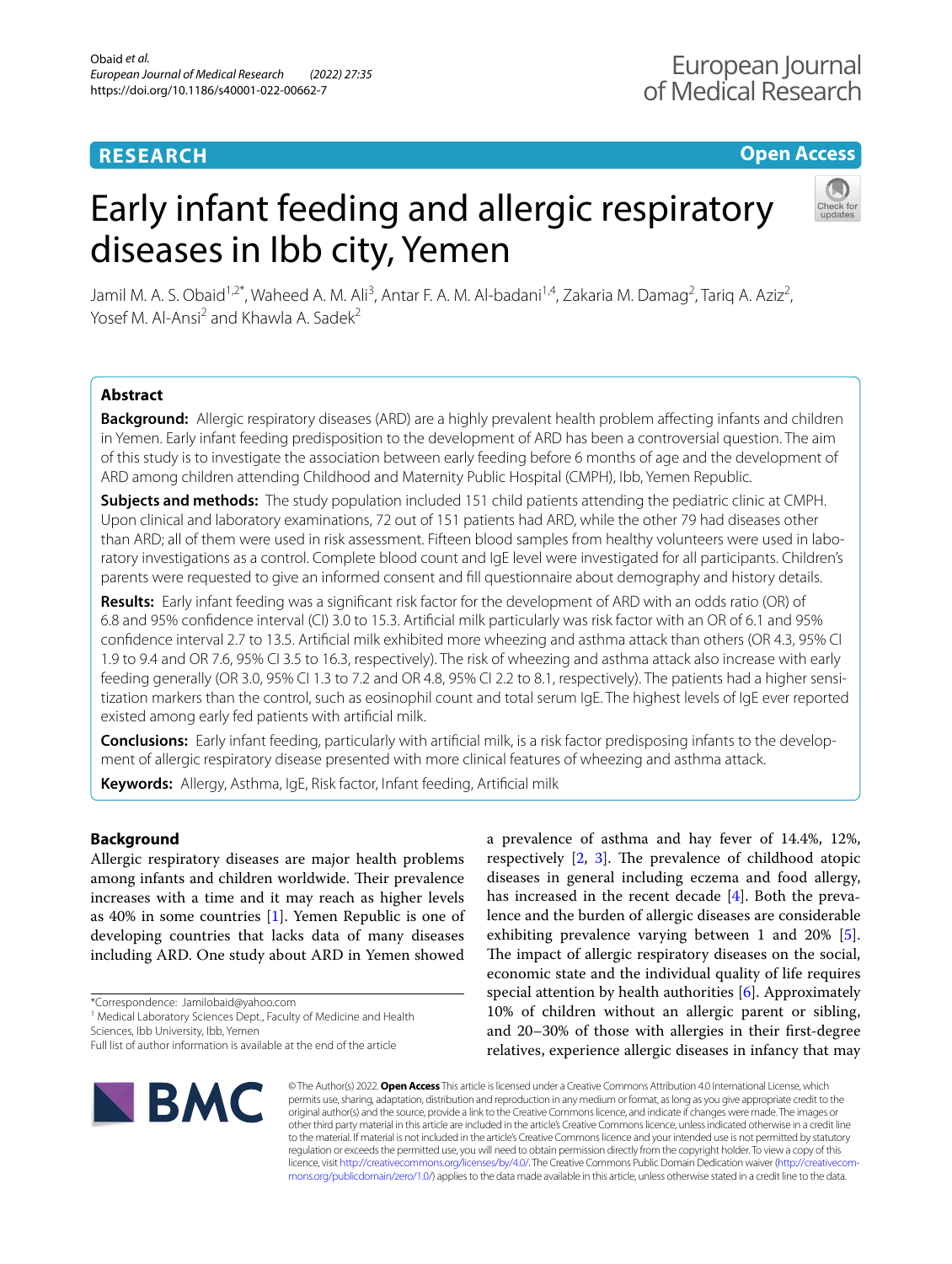RESEARCH

Open Access

# Early infant feeding and allergic respiratory diseases in Ibb city, Yemen

Jamil M. A. S. Obaid[1,2*], Waheed A. M. Ali[3], Antar F. A. M. Al-badani[1,4], Zakaria M. Damag[2], Tariq A. Aziz[2], Yosef M. Al-Ansi[2] and Khawla A. Sadek[2]

## Abstract

**Background:** Allergic respiratory diseases (ARD) are a highly prevalent health problem affecting infants and children in Yemen. Early infant feeding predisposition to the development of ARD has been a controversial question. The aim of this study is to investigate the association between early feeding before 6 months of age and the development of ARD among children attending Childhood and Maternity Public Hospital (CMPH), Ibb, Yemen Republic.

**Subjects and methods:** The study population included 151 child patients attending the pediatric clinic at CMPH. Upon clinical and laboratory examinations, 72 out of 151 patients had ARD, while the other 79 had diseases other than ARD; all of them were used in risk assessment. Fifteen blood samples from healthy volunteers were used in laboratory investigations as a control. Complete blood count and IgE level were investigated for all participants. Children's parents were requested to give an informed consent and fill questionnaire about demography and history details.

**Results:** Early infant feeding was a significant risk factor for the development of ARD with an odds ratio (OR) of 6.8 and 95% confidence interval (CI) 3.0 to 15.3. Artificial milk particularly was risk factor with an OR of 6.1 and 95% confidence interval 2.7 to 13.5. Artificial milk exhibited more wheezing and asthma attack than others (OR 4.3, 95% CI 1.9 to 9.4 and OR 7.6, 95% CI 3.5 to 16.3, respectively). The risk of wheezing and asthma attack also increase with early feeding generally (OR 3.0, 95% CI 1.3 to 7.2 and OR 4.8, 95% CI 2.2 to 8.1, respectively). The patients had a higher sensitization markers than the control, such as eosinophil count and total serum IgE. The highest levels of IgE ever reported existed among early fed patients with artificial milk.

**Conclusions:** Early infant feeding, particularly with artificial milk, is a risk factor predisposing infants to the development of allergic respiratory disease presented with more clinical features of wheezing and asthma attack.

**Keywords:** Allergy, Asthma, IgE, Risk factor, Infant feeding, Artificial milk

## Background

Allergic respiratory diseases are major health problems among infants and children worldwide. Their prevalence increases with a time and it may reach as higher levels as 40% in some countries [1]. Yemen Republic is one of developing countries that lacks data of many diseases including ARD. One study about ARD in Yemen showed a prevalence of asthma and hay fever of 14.4%, 12%, respectively [2, 3]. The prevalence of childhood atopic diseases in general including eczema and food allergy, has increased in the recent decade [4]. Both the prevalence and the burden of allergic diseases are considerable exhibiting prevalence varying between 1 and 20% [5]. The impact of allergic respiratory diseases on the social, economic state and the individual quality of life requires special attention by health authorities [6]. Approximately 10% of children without an allergic parent or sibling, and 20–30% of those with allergies in their first-degree relatives, experience allergic diseases in infancy that may

*Correspondence: Jamilobaid@yahoo.com
[1] Medical Laboratory Sciences Dept., Faculty of Medicine and Health Sciences, Ibb University, Ibb, Yemen
Full list of author information is available at the end of the article

© The Author(s) 2022. **Open Access** This article is licensed under a Creative Commons Attribution 4.0 International License, which permits use, sharing, adaptation, distribution and reproduction in any medium or format, as long as you give appropriate credit to the original author(s) and the source, provide a link to the Creative Commons licence, and indicate if changes were made. The images or other third party material in this article are included in the article's Creative Commons licence, unless indicated otherwise in a credit line to the material. If material is not included in the article's Creative Commons licence and your intended use is not permitted by statutory regulation or exceeds the permitted use, you will need to obtain permission directly from the copyright holder. To view a copy of this licence, visit http://creativecommons.org/licenses/by/4.0/. The Creative Commons Public Domain Dedication waiver (http://creativecommons.org/publicdomain/zero/1.0/) applies to the data made available in this article, unless otherwise stated in a credit line to the data.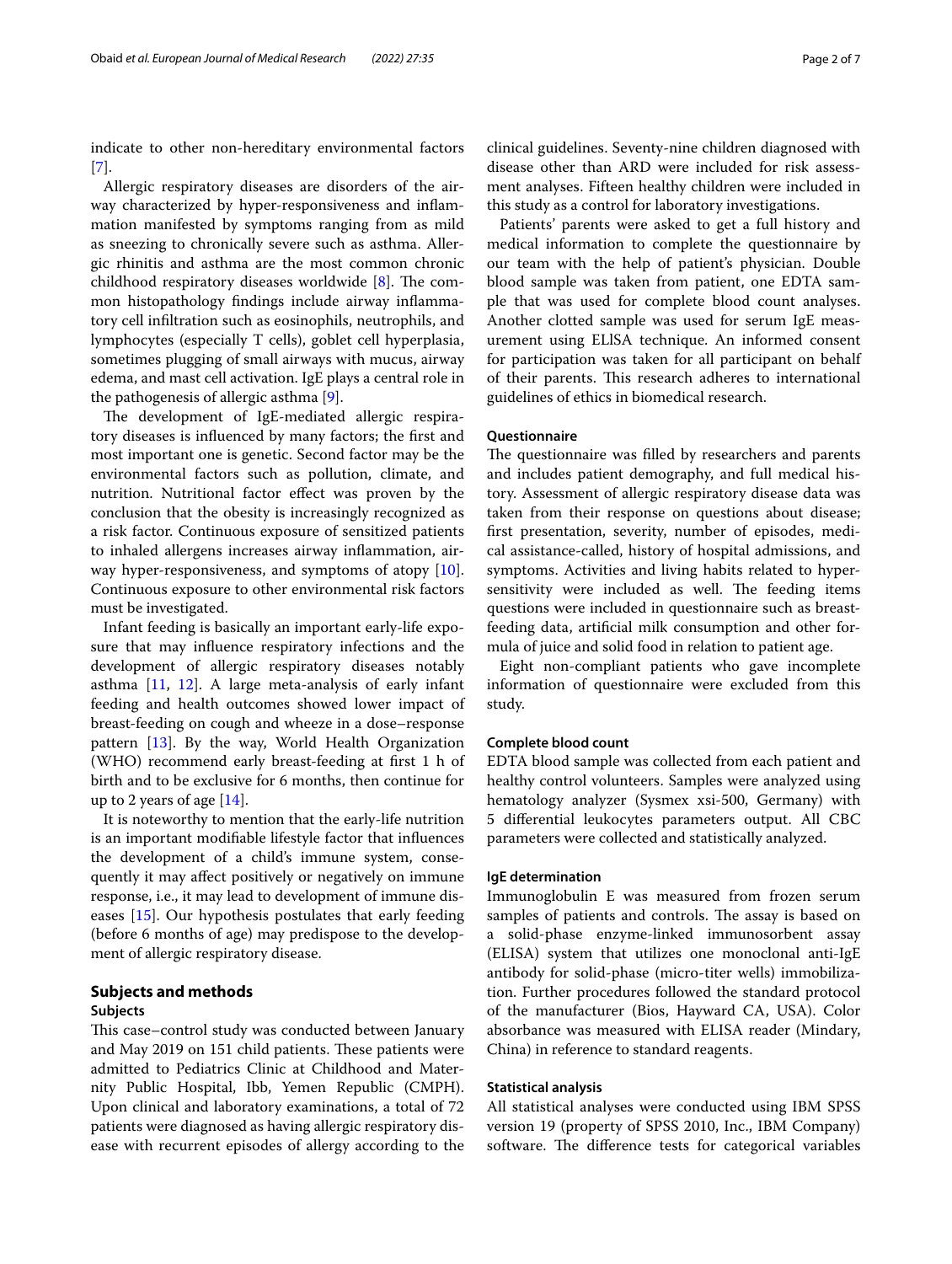indicate to other non-hereditary environmental factors [7].

Allergic respiratory diseases are disorders of the airway characterized by hyper-responsiveness and inflammation manifested by symptoms ranging from as mild as sneezing to chronically severe such as asthma. Allergic rhinitis and asthma are the most common chronic childhood respiratory diseases worldwide [8]. The common histopathology findings include airway inflammatory cell infiltration such as eosinophils, neutrophils, and lymphocytes (especially T cells), goblet cell hyperplasia, sometimes plugging of small airways with mucus, airway edema, and mast cell activation. IgE plays a central role in the pathogenesis of allergic asthma [9].

The development of IgE-mediated allergic respiratory diseases is influenced by many factors; the first and most important one is genetic. Second factor may be the environmental factors such as pollution, climate, and nutrition. Nutritional factor effect was proven by the conclusion that the obesity is increasingly recognized as a risk factor. Continuous exposure of sensitized patients to inhaled allergens increases airway inflammation, airway hyper-responsiveness, and symptoms of atopy [10]. Continuous exposure to other environmental risk factors must be investigated.

Infant feeding is basically an important early-life exposure that may influence respiratory infections and the development of allergic respiratory diseases notably asthma [11, 12]. A large meta-analysis of early infant feeding and health outcomes showed lower impact of breast-feeding on cough and wheeze in a dose–response pattern [13]. By the way, World Health Organization (WHO) recommend early breast-feeding at first 1 h of birth and to be exclusive for 6 months, then continue for up to 2 years of age [14].

It is noteworthy to mention that the early-life nutrition is an important modifiable lifestyle factor that influences the development of a child's immune system, consequently it may affect positively or negatively on immune response, i.e., it may lead to development of immune diseases [15]. Our hypothesis postulates that early feeding (before 6 months of age) may predispose to the development of allergic respiratory disease.

## Subjects and methods

### Subjects

This case–control study was conducted between January and May 2019 on 151 child patients. These patients were admitted to Pediatrics Clinic at Childhood and Maternity Public Hospital, Ibb, Yemen Republic (CMPH). Upon clinical and laboratory examinations, a total of 72 patients were diagnosed as having allergic respiratory disease with recurrent episodes of allergy according to the clinical guidelines. Seventy-nine children diagnosed with disease other than ARD were included for risk assessment analyses. Fifteen healthy children were included in this study as a control for laboratory investigations.

Patients' parents were asked to get a full history and medical information to complete the questionnaire by our team with the help of patient's physician. Double blood sample was taken from patient, one EDTA sample that was used for complete blood count analyses. Another clotted sample was used for serum IgE measurement using ELISA technique. An informed consent for participation was taken for all participant on behalf of their parents. This research adheres to international guidelines of ethics in biomedical research.

### Questionnaire

The questionnaire was filled by researchers and parents and includes patient demography, and full medical history. Assessment of allergic respiratory disease data was taken from their response on questions about disease; first presentation, severity, number of episodes, medical assistance-called, history of hospital admissions, and symptoms. Activities and living habits related to hypersensitivity were included as well. The feeding items questions were included in questionnaire such as breastfeeding data, artificial milk consumption and other formula of juice and solid food in relation to patient age.

Eight non-compliant patients who gave incomplete information of questionnaire were excluded from this study.

### Complete blood count

EDTA blood sample was collected from each patient and healthy control volunteers. Samples were analyzed using hematology analyzer (Sysmex xsi-500, Germany) with 5 differential leukocytes parameters output. All CBC parameters were collected and statistically analyzed.

### IgE determination

Immunoglobulin E was measured from frozen serum samples of patients and controls. The assay is based on a solid-phase enzyme-linked immunosorbent assay (ELISA) system that utilizes one monoclonal anti-IgE antibody for solid-phase (micro-titer wells) immobilization. Further procedures followed the standard protocol of the manufacturer (Bios, Hayward CA, USA). Color absorbance was measured with ELISA reader (Mindary, China) in reference to standard reagents.

### Statistical analysis

All statistical analyses were conducted using IBM SPSS version 19 (property of SPSS 2010, Inc., IBM Company) software. The difference tests for categorical variables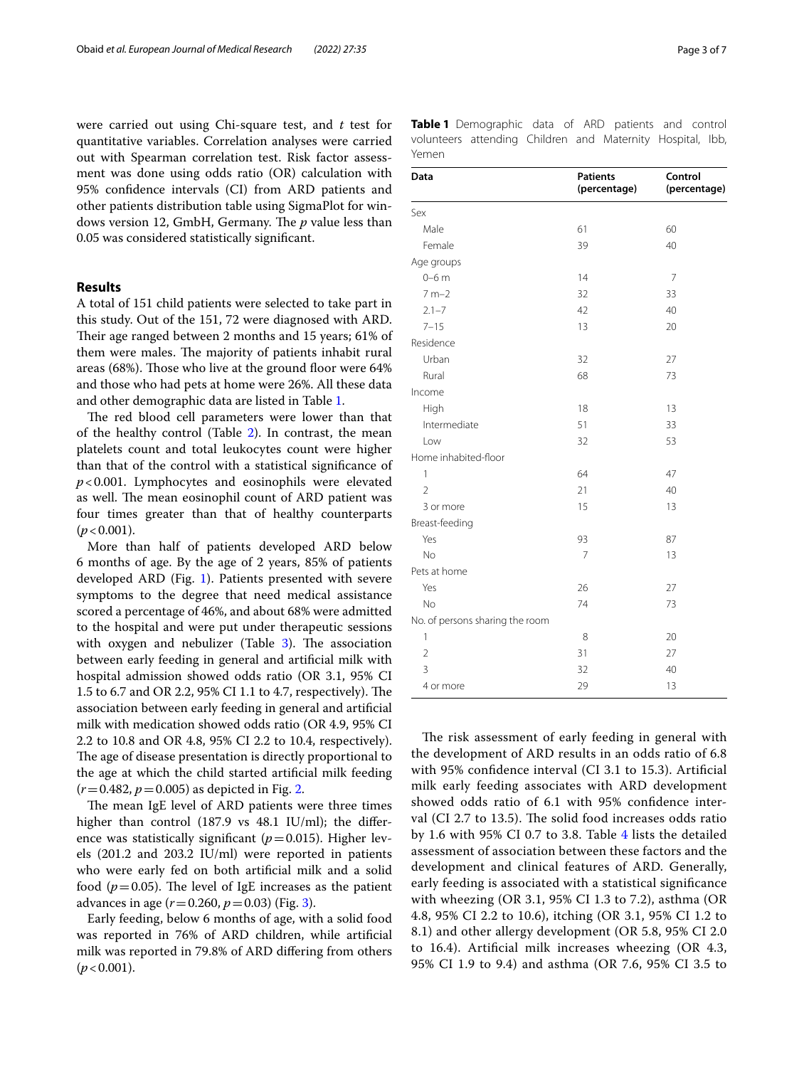were carried out using Chi-square test, and *t* test for quantitative variables. Correlation analyses were carried out with Spearman correlation test. Risk factor assessment was done using odds ratio (OR) calculation with 95% confidence intervals (CI) from ARD patients and other patients distribution table using SigmaPlot for windows version 12, GmbH, Germany. The *p* value less than 0.05 was considered statistically significant.

## Results

A total of 151 child patients were selected to take part in this study. Out of the 151, 72 were diagnosed with ARD. Their age ranged between 2 months and 15 years; 61% of them were males. The majority of patients inhabit rural areas (68%). Those who live at the ground floor were 64% and those who had pets at home were 26%. All these data and other demographic data are listed in Table 1.

The red blood cell parameters were lower than that of the healthy control (Table 2). In contrast, the mean platelets count and total leukocytes count were higher than that of the control with a statistical significance of $p<0.001$. Lymphocytes and eosinophils were elevated as well. The mean eosinophil count of ARD patient was four times greater than that of healthy counterparts ($p<0.001$).

More than half of patients developed ARD below 6 months of age. By the age of 2 years, 85% of patients developed ARD (Fig. 1). Patients presented with severe symptoms to the degree that need medical assistance scored a percentage of 46%, and about 68% were admitted to the hospital and were put under therapeutic sessions with oxygen and nebulizer (Table 3). The association between early feeding in general and artificial milk with hospital admission showed odds ratio (OR 3.1, 95% CI 1.5 to 6.7 and OR 2.2, 95% CI 1.1 to 4.7, respectively). The association between early feeding in general and artificial milk with medication showed odds ratio (OR 4.9, 95% CI 2.2 to 10.8 and OR 4.8, 95% CI 2.2 to 10.4, respectively). The age of disease presentation is directly proportional to the age at which the child started artificial milk feeding ($r=0.482$, $p=0.005$) as depicted in Fig. 2.

The mean IgE level of ARD patients were three times higher than control (187.9 vs 48.1 IU/ml); the difference was statistically significant ($p=0.015$). Higher levels (201.2 and 203.2 IU/ml) were reported in patients who were early fed on both artificial milk and a solid food ($p=0.05$). The level of IgE increases as the patient advances in age ($r=0.260$, $p=0.03$) (Fig. 3).

Early feeding, below 6 months of age, with a solid food was reported in 76% of ARD children, while artificial milk was reported in 79.8% of ARD differing from others ($p<0.001$).

**Table 1** Demographic data of ARD patients and control volunteers attending Children and Maternity Hospital, Ibb, Yemen

| Data | Patients (percentage) | Control (percentage) |
|---|---|---|
| Sex | | |
| Male | 61 | 60 |
| Female | 39 | 40 |
| Age groups | | |
| 0–6 m | 14 | 7 |
| 7 m–2 | 32 | 33 |
| 2.1–7 | 42 | 40 |
| 7–15 | 13 | 20 |
| Residence | | |
| Urban | 32 | 27 |
| Rural | 68 | 73 |
| Income | | |
| High | 18 | 13 |
| Intermediate | 51 | 33 |
| Low | 32 | 53 |
| Home inhabited-floor | | |
| 1 | 64 | 47 |
| 2 | 21 | 40 |
| 3 or more | 15 | 13 |
| Breast-feeding | | |
| Yes | 93 | 87 |
| No | 7 | 13 |
| Pets at home | | |
| Yes | 26 | 27 |
| No | 74 | 73 |
| No. of persons sharing the room | | |
| 1 | 8 | 20 |
| 2 | 31 | 27 |
| 3 | 32 | 40 |
| 4 or more | 29 | 13 |

The risk assessment of early feeding in general with the development of ARD results in an odds ratio of 6.8 with 95% confidence interval (CI 3.1 to 15.3). Artificial milk early feeding associates with ARD development showed odds ratio of 6.1 with 95% confidence interval (CI 2.7 to 13.5). The solid food increases odds ratio by 1.6 with 95% CI 0.7 to 3.8. Table 4 lists the detailed assessment of association between these factors and the development and clinical features of ARD. Generally, early feeding is associated with a statistical significance with wheezing (OR 3.1, 95% CI 1.3 to 7.2), asthma (OR 4.8, 95% CI 2.2 to 10.6), itching (OR 3.1, 95% CI 1.2 to 8.1) and other allergy development (OR 5.8, 95% CI 2.0 to 16.4). Artificial milk increases wheezing (OR 4.3, 95% CI 1.9 to 9.4) and asthma (OR 7.6, 95% CI 3.5 to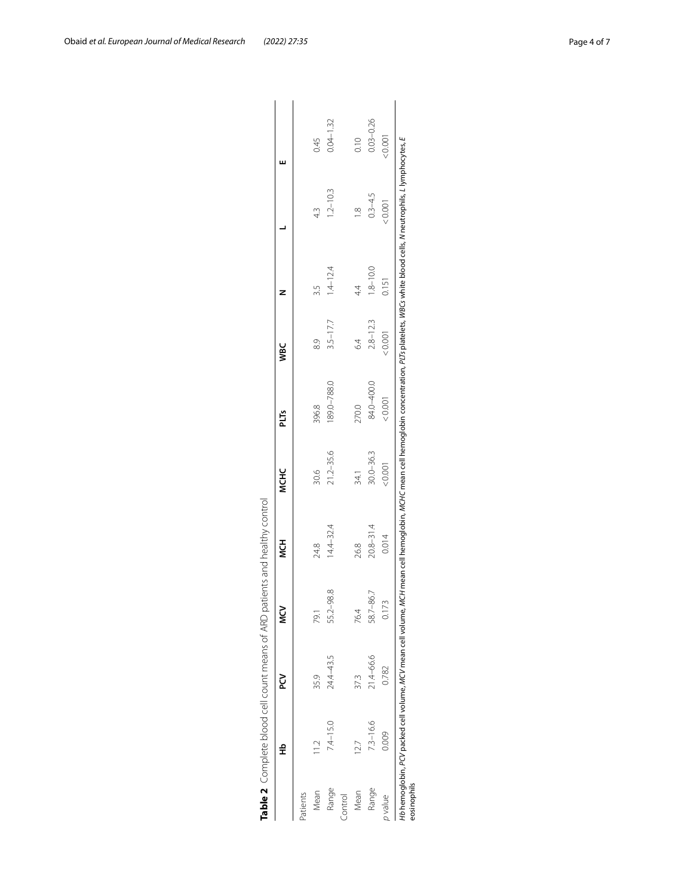**Table 2** Complete blood cell count means of ARD patients and healthy control

| | Hb | PCV | MCV | MCH | MCHC | PLTs | WBC | N | L | E |
|---|---|---|---|---|---|---|---|---|---|---|
| Patients | | | | | | | | | | |
| Mean | 11.2 | 35.9 | 79.1 | 24.8 | 30.6 | 396.8 | 8.9 | 3.5 | 4.3 | 0.45 |
| Range | 7.4–15.0 | 24.4–43.5 | 55.2–98.8 | 14.4–32.4 | 21.2–35.6 | 189.0–788.0 | 3.5–17.7 | 1.4–12.4 | 1.2–10.3 | 0.04–1.32 |
| Control | | | | | | | | | | |
| Mean | 12.7 | 37.3 | 76.4 | 26.8 | 34.1 | 270.0 | 6.4 | 4.4 | 1.8 | 0.10 |
| Range | 7.3–16.6 | 21.4–66.6 | 58.7–86.7 | 20.8–31.4 | 30.0–36.3 | 84.0–400.0 | 2.8–12.3 | 1.8–10.0 | 0.3–4.5 | 0.03–0.26 |
| *p* value | 0.009 | 0.782 | 0.173 | 0.014 | < 0.001 | < 0.001 | < 0.001 | 0.151 | < 0.001 | < 0.001 |

*Hb* hemoglobin, *PCV* packed cell volume, *MCV* mean cell volume, *MCH* mean cell hemoglobin, *MCHC* mean cell hemoglobin concentration, *PLTs* platelets, *WBCs* white blood cells, *N* neutrophils, *L* lymphocytes, *E* eosinophils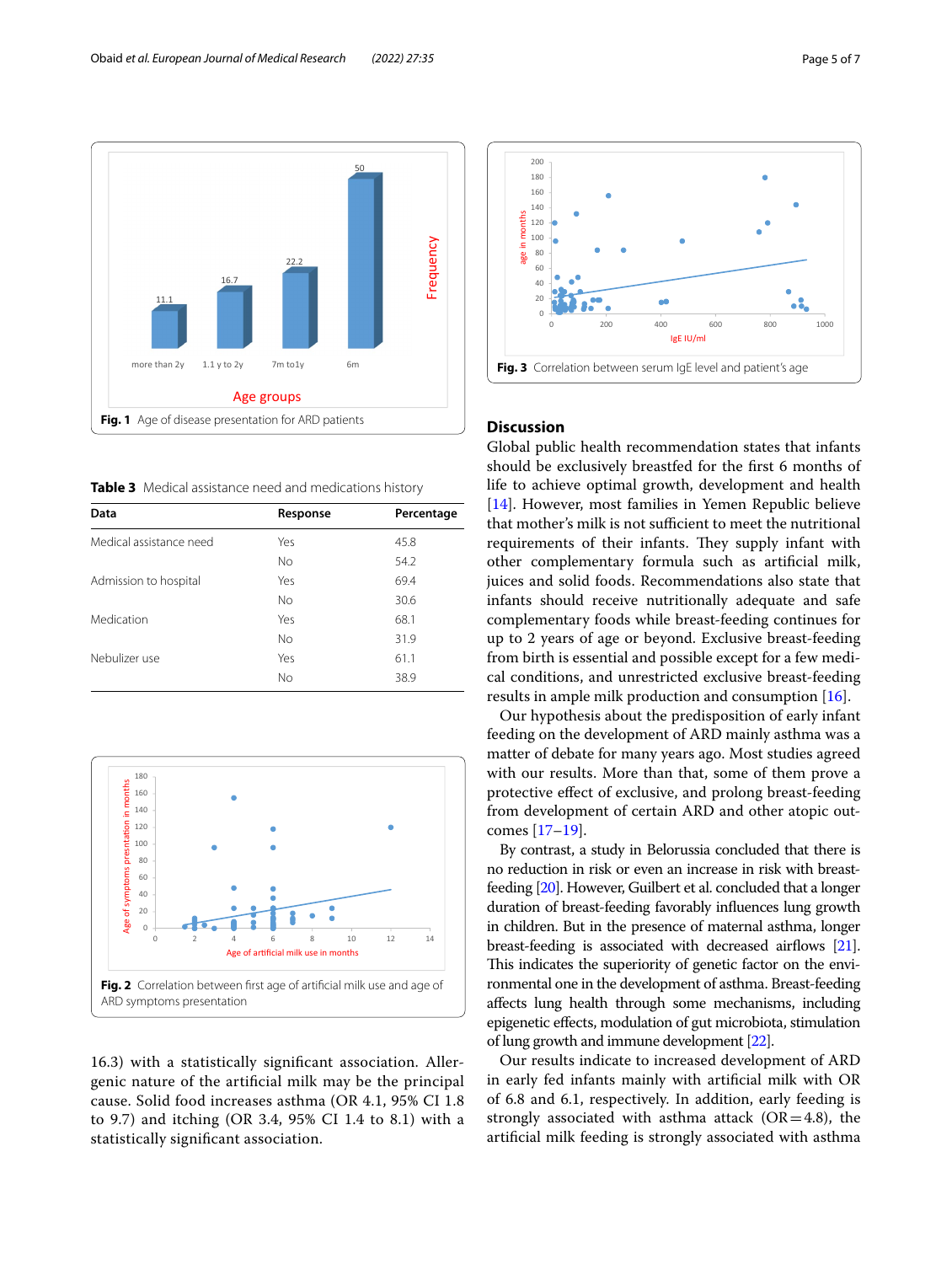Fig. 1 Age of disease presentation for ARD patients

**Table 3** Medical assistance need and medications history

| Data | Response | Percentage |
|---|---|---|
| Medical assistance need | Yes | 45.8 |
| | No | 54.2 |
| Admission to hospital | Yes | 69.4 |
| | No | 30.6 |
| Medication | Yes | 68.1 |
| | No | 31.9 |
| Nebulizer use | Yes | 61.1 |
| | No | 38.9 |

Fig. 2 Correlation between first age of artificial milk use and age of ARD symptoms presentation

16.3) with a statistically significant association. Allergenic nature of the artificial milk may be the principal cause. Solid food increases asthma (OR 4.1, 95% CI 1.8 to 9.7) and itching (OR 3.4, 95% CI 1.4 to 8.1) with a statistically significant association.

Fig. 3 Correlation between serum IgE level and patient's age

## Discussion

Global public health recommendation states that infants should be exclusively breastfed for the first 6 months of life to achieve optimal growth, development and health [14]. However, most families in Yemen Republic believe that mother's milk is not sufficient to meet the nutritional requirements of their infants. They supply infant with other complementary formula such as artificial milk, juices and solid foods. Recommendations also state that infants should receive nutritionally adequate and safe complementary foods while breast-feeding continues for up to 2 years of age or beyond. Exclusive breast-feeding from birth is essential and possible except for a few medical conditions, and unrestricted exclusive breast-feeding results in ample milk production and consumption [16].

Our hypothesis about the predisposition of early infant feeding on the development of ARD mainly asthma was a matter of debate for many years ago. Most studies agreed with our results. More than that, some of them prove a protective effect of exclusive, and prolong breast-feeding from development of certain ARD and other atopic outcomes [17–19].

By contrast, a study in Belorussia concluded that there is no reduction in risk or even an increase in risk with breast-feeding [20]. However, Guilbert et al. concluded that a longer duration of breast-feeding favorably influences lung growth in children. But in the presence of maternal asthma, longer breast-feeding is associated with decreased airflows [21]. This indicates the superiority of genetic factor on the environmental one in the development of asthma. Breast-feeding affects lung health through some mechanisms, including epigenetic effects, modulation of gut microbiota, stimulation of lung growth and immune development [22].

Our results indicate to increased development of ARD in early fed infants mainly with artificial milk with OR of 6.8 and 6.1, respectively. In addition, early feeding is strongly associated with asthma attack (OR = 4.8), the artificial milk feeding is strongly associated with asthma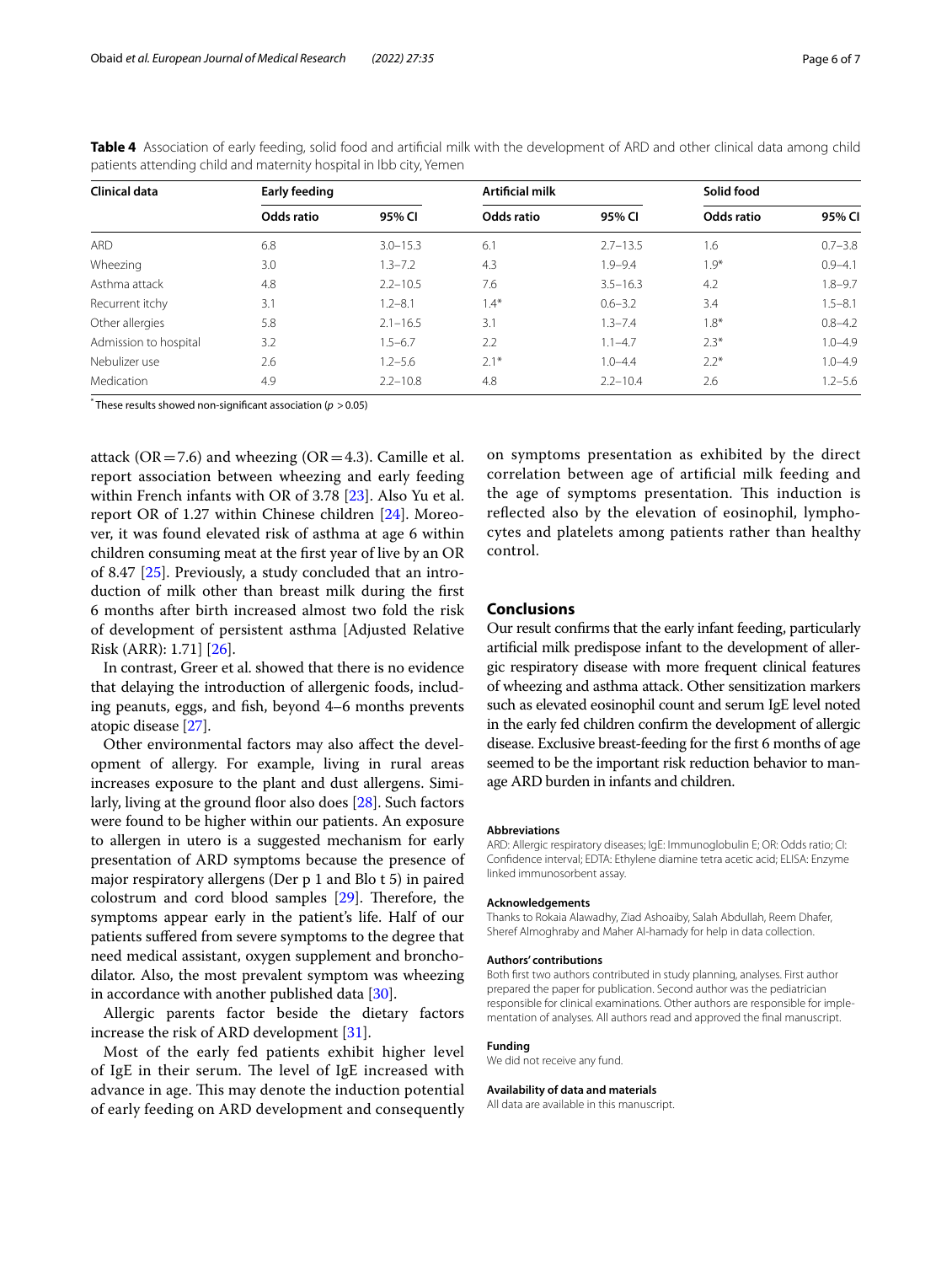**Table 4** Association of early feeding, solid food and artificial milk with the development of ARD and other clinical data among child patients attending child and maternity hospital in Ibb city, Yemen

| Clinical data | Early feeding | | Artificial milk | | Solid food | |
|---|---|---|---|---|---|---|
| | Odds ratio | 95% CI | Odds ratio | 95% CI | Odds ratio | 95% CI |
| ARD | 6.8 | 3.0–15.3 | 6.1 | 2.7–13.5 | 1.6 | 0.7–3.8 |
| Wheezing | 3.0 | 1.3–7.2 | 4.3 | 1.9–9.4 | 1.9* | 0.9–4.1 |
| Asthma attack | 4.8 | 2.2–10.5 | 7.6 | 3.5–16.3 | 4.2 | 1.8–9.7 |
| Recurrent itchy | 3.1 | 1.2–8.1 | 1.4* | 0.6–3.2 | 3.4 | 1.5–8.1 |
| Other allergies | 5.8 | 2.1–16.5 | 3.1 | 1.3–7.4 | 1.8* | 0.8–4.2 |
| Admission to hospital | 3.2 | 1.5–6.7 | 2.2 | 1.1–4.7 | 2.3* | 1.0–4.9 |
| Nebulizer use | 2.6 | 1.2–5.6 | 2.1* | 1.0–4.4 | 2.2* | 1.0–4.9 |
| Medication | 4.9 | 2.2–10.8 | 4.8 | 2.2–10.4 | 2.6 | 1.2–5.6 |

* These results showed non-significant association ($p > 0.05$)

attack (OR = 7.6) and wheezing (OR = 4.3). Camille et al. report association between wheezing and early feeding within French infants with OR of 3.78 [23]. Also Yu et al. report OR of 1.27 within Chinese children [24]. Moreover, it was found elevated risk of asthma at age 6 within children consuming meat at the first year of live by an OR of 8.47 [25]. Previously, a study concluded that an introduction of milk other than breast milk during the first 6 months after birth increased almost two fold the risk of development of persistent asthma [Adjusted Relative Risk (ARR): 1.71] [26].

In contrast, Greer et al. showed that there is no evidence that delaying the introduction of allergenic foods, including peanuts, eggs, and fish, beyond 4–6 months prevents atopic disease [27].

Other environmental factors may also affect the development of allergy. For example, living in rural areas increases exposure to the plant and dust allergens. Similarly, living at the ground floor also does [28]. Such factors were found to be higher within our patients. An exposure to allergen in utero is a suggested mechanism for early presentation of ARD symptoms because the presence of major respiratory allergens (Der p 1 and Blo t 5) in paired colostrum and cord blood samples [29]. Therefore, the symptoms appear early in the patient's life. Half of our patients suffered from severe symptoms to the degree that need medical assistant, oxygen supplement and bronchodilator. Also, the most prevalent symptom was wheezing in accordance with another published data [30].

Allergic parents factor beside the dietary factors increase the risk of ARD development [31].

Most of the early fed patients exhibit higher level of IgE in their serum. The level of IgE increased with advance in age. This may denote the induction potential of early feeding on ARD development and consequently on symptoms presentation as exhibited by the direct correlation between age of artificial milk feeding and the age of symptoms presentation. This induction is reflected also by the elevation of eosinophil, lymphocytes and platelets among patients rather than healthy control.

## Conclusions

Our result confirms that the early infant feeding, particularly artificial milk predispose infant to the development of allergic respiratory disease with more frequent clinical features of wheezing and asthma attack. Other sensitization markers such as elevated eosinophil count and serum IgE level noted in the early fed children confirm the development of allergic disease. Exclusive breast-feeding for the first 6 months of age seemed to be the important risk reduction behavior to manage ARD burden in infants and children.

#### Abbreviations

ARD: Allergic respiratory diseases; IgE: Immunoglobulin E; OR: Odds ratio; CI: Confidence interval; EDTA: Ethylene diamine tetra acetic acid; ELISA: Enzyme linked immunosorbent assay.

#### Acknowledgements

Thanks to Rokaia Alawadhy, Ziad Ashoaiby, Salah Abdullah, Reem Dhafer, Sheref Almoghraby and Maher Al-hamady for help in data collection.

#### Authors' contributions

Both first two authors contributed in study planning, analyses. First author prepared the paper for publication. Second author was the pediatrician responsible for clinical examinations. Other authors are responsible for implementation of analyses. All authors read and approved the final manuscript.

#### Funding

We did not receive any fund.

#### Availability of data and materials

All data are available in this manuscript.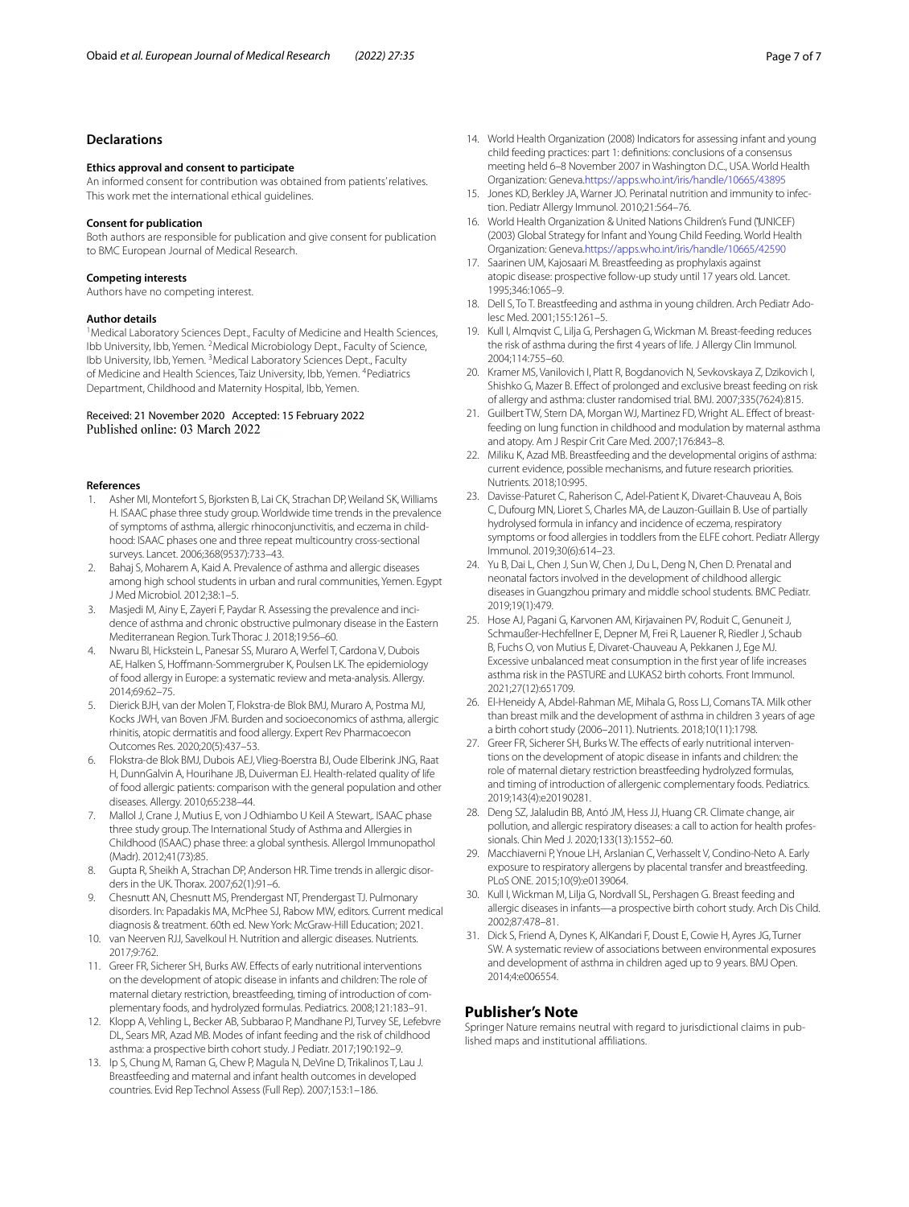## Declarations

### Ethics approval and consent to participate

An informed consent for contribution was obtained from patients' relatives. This work met the international ethical guidelines.

### Consent for publication

Both authors are responsible for publication and give consent for publication to BMC European Journal of Medical Research.

### Competing interests

Authors have no competing interest.

### Author details

[1] Medical Laboratory Sciences Dept., Faculty of Medicine and Health Sciences, Ibb University, Ibb, Yemen. [2] Medical Microbiology Dept., Faculty of Science, Ibb University, Ibb, Yemen. [3] Medical Laboratory Sciences Dept., Faculty of Medicine and Health Sciences, Taiz University, Ibb, Yemen. [4] Pediatrics Department, Childhood and Maternity Hospital, Ibb, Yemen.

Received: 21 November 2020 Accepted: 15 February 2022
Published online: 03 March 2022

### References

1. Asher MI, Montefort S, Bjorksten B, Lai CK, Strachan DP, Weiland SK, Williams H. ISAAC phase three study group. Worldwide time trends in the prevalence of symptoms of asthma, allergic rhinoconjunctivitis, and eczema in childhood: ISAAC phases one and three repeat multicountry cross-sectional surveys. Lancet. 2006;368(9537):733–43.
2. Bahaj S, Moharem A, Kaid A. Prevalence of asthma and allergic diseases among high school students in urban and rural communities, Yemen. Egypt J Med Microbiol. 2012;38:1–5.
3. Masjedi M, Ainy E, Zayeri F, Paydar R. Assessing the prevalence and incidence of asthma and chronic obstructive pulmonary disease in the Eastern Mediterranean Region. Turk Thorac J. 2018;19:56–60.
4. Nwaru BI, Hickstein L, Panesar SS, Muraro A, Werfel T, Cardona V, Dubois AE, Halken S, Hoffmann-Sommergruber K, Poulsen LK. The epidemiology of food allergy in Europe: a systematic review and meta-analysis. Allergy. 2014;69:62–75.
5. Dierick BJH, van der Molen T, Flokstra-de Blok BMJ, Muraro A, Postma MJ, Kocks JWH, van Boven JFM. Burden and socioeconomics of asthma, allergic rhinitis, atopic dermatitis and food allergy. Expert Rev Pharmacoecon Outcomes Res. 2020;20(5):437–53.
6. Flokstra-de Blok BMJ, Dubois AEJ, Vlieg-Boerstra BJ, Oude Elberink JNG, Raat H, DunnGalvin A, Hourihane JB, Duiverman EJ. Health-related quality of life of food allergic patients: comparison with the general population and other diseases. Allergy. 2010;65:238–44.
7. Mallol J, Crane J, Mutius E, von J Odhiambo U Keil A Stewart,. ISAAC phase three study group. The International Study of Asthma and Allergies in Childhood (ISAAC) phase three: a global synthesis. Allergol Immunopathol (Madr). 2012;41(73):85.
8. Gupta R, Sheikh A, Strachan DP, Anderson HR. Time trends in allergic disorders in the UK. Thorax. 2007;62(1):91–6.
9. Chesnutt AN, Chesnutt MS, Prendergast NT, Prendergast TJ. Pulmonary disorders. In: Papadakis MA, McPhee SJ, Rabow MW, editors. Current medical diagnosis & treatment. 60th ed. New York: McGraw-Hill Education; 2021.
10. van Neerven RJJ, Savelkoul H. Nutrition and allergic diseases. Nutrients. 2017;9:762.
11. Greer FR, Sicherer SH, Burks AW. Effects of early nutritional interventions on the development of atopic disease in infants and children: The role of maternal dietary restriction, breastfeeding, timing of introduction of complementary foods, and hydrolyzed formulas. Pediatrics. 2008;121:183–91.
12. Klopp A, Vehling L, Becker AB, Subbarao P, Mandhane PJ, Turvey SE, Lefebvre DL, Sears MR, Azad MB. Modes of infant feeding and the risk of childhood asthma: a prospective birth cohort study. J Pediatr. 2017;190:192–9.
13. Ip S, Chung M, Raman G, Chew P, Magula N, DeVine D, Trikalinos T, Lau J. Breastfeeding and maternal and infant health outcomes in developed countries. Evid Rep Technol Assess (Full Rep). 2007;153:1–186.
14. World Health Organization (2008) Indicators for assessing infant and young child feeding practices: part 1: definitions: conclusions of a consensus meeting held 6–8 November 2007 in Washington D.C., USA. World Health Organization: Geneva.https://apps.who.int/iris/handle/10665/43895
15. Jones KD, Berkley JA, Warner JO. Perinatal nutrition and immunity to infection. Pediatr Allergy Immunol. 2010;21:564–76.
16. World Health Organization & United Nations Children's Fund (‎UNICEF) (2003) Global Strategy for Infant and Young Child Feeding. World Health Organization: Geneva.https://apps.who.int/iris/handle/10665/42590
17. Saarinen UM, Kajosaari M. Breastfeeding as prophylaxis against atopic disease: prospective follow-up study until 17 years old. Lancet. 1995;346:1065–9.
18. Dell S, To T. Breastfeeding and asthma in young children. Arch Pediatr Adolesc Med. 2001;155:1261–5.
19. Kull I, Almqvist C, Lilja G, Pershagen G, Wickman M. Breast-feeding reduces the risk of asthma during the first 4 years of life. J Allergy Clin Immunol. 2004;114:755–60.
20. Kramer MS, Vanilovich I, Platt R, Bogdanovich N, Sevkovskaya Z, Dzikovich I, Shishko G, Mazer B. Effect of prolonged and exclusive breast feeding on risk of allergy and asthma: cluster randomised trial. BMJ. 2007;335(7624):815.
21. Guilbert TW, Stern DA, Morgan WJ, Martinez FD, Wright AL. Effect of breastfeeding on lung function in childhood and modulation by maternal asthma and atopy. Am J Respir Crit Care Med. 2007;176:843–8.
22. Miliku K, Azad MB. Breastfeeding and the developmental origins of asthma: current evidence, possible mechanisms, and future research priorities. Nutrients. 2018;10:995.
23. Davisse-Paturet C, Raherison C, Adel-Patient K, Divaret-Chauveau A, Bois C, Dufourg MN, Lioret S, Charles MA, de Lauzon-Guillain B. Use of partially hydrolysed formula in infancy and incidence of eczema, respiratory symptoms or food allergies in toddlers from the ELFE cohort. Pediatr Allergy Immunol. 2019;30(6):614–23.
24. Yu B, Dai L, Chen J, Sun W, Chen J, Du L, Deng N, Chen D. Prenatal and neonatal factors involved in the development of childhood allergic diseases in Guangzhou primary and middle school students. BMC Pediatr. 2019;19(1):479.
25. Hose AJ, Pagani G, Karvonen AM, Kirjavainen PV, Roduit C, Genuneit J, Schmaußer-Hechfellner E, Depner M, Frei R, Lauener R, Riedler J, Schaub B, Fuchs O, von Mutius E, Divaret-Chauveau A, Pekkanen J, Ege MJ. Excessive unbalanced meat consumption in the first year of life increases asthma risk in the PASTURE and LUKAS2 birth cohorts. Front Immunol. 2021;27(12):651709.
26. El-Heneidy A, Abdel-Rahman ME, Mihala G, Ross LJ, Comans TA. Milk other than breast milk and the development of asthma in children 3 years of age a birth cohort study (2006–2011). Nutrients. 2018;10(11):1798.
27. Greer FR, Sicherer SH, Burks W. The effects of early nutritional interventions on the development of atopic disease in infants and children: the role of maternal dietary restriction breastfeeding hydrolyzed formulas, and timing of introduction of allergenic complementary foods. Pediatrics. 2019;143(4):e20190281.
28. Deng SZ, Jalaludin BB, Antó JM, Hess JJ, Huang CR. Climate change, air pollution, and allergic respiratory diseases: a call to action for health professionals. Chin Med J. 2020;133(13):1552–60.
29. Macchiaverni P, Ynoue LH, Arslanian C, Verhasselt V, Condino-Neto A. Early exposure to respiratory allergens by placental transfer and breastfeeding. PLoS ONE. 2015;10(9):e0139064.
30. Kull I, Wickman M, Lilja G, Nordvall SL, Pershagen G. Breast feeding and allergic diseases in infants—a prospective birth cohort study. Arch Dis Child. 2002;87:478–81.
31. Dick S, Friend A, Dynes K, AlKandari F, Doust E, Cowie H, Ayres JG, Turner SW. A systematic review of associations between environmental exposures and development of asthma in children aged up to 9 years. BMJ Open. 2014;4:e006554.

## Publisher's Note

Springer Nature remains neutral with regard to jurisdictional claims in published maps and institutional affiliations.